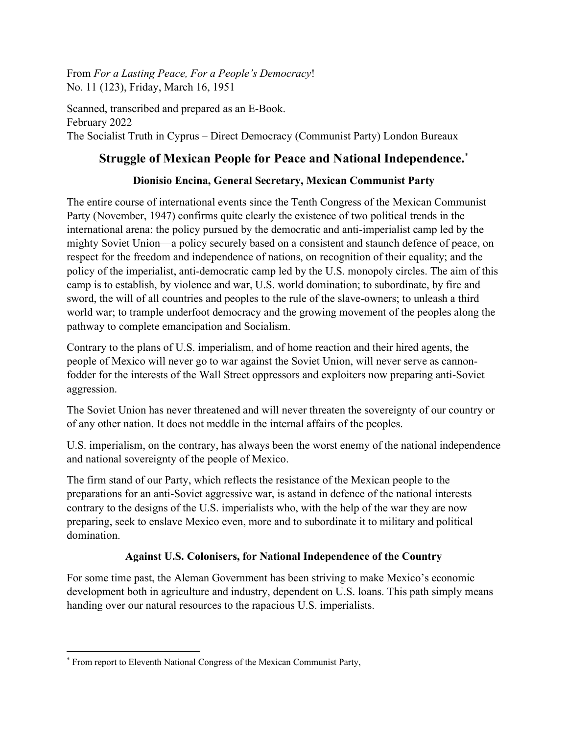From *For a Lasting Peace, For a People's Democracy*!
No. 11 (123), Friday, March 16, 1951

Scanned, transcribed and prepared as an E-Book.
February 2022
The Socialist Truth in Cyprus – Direct Democracy (Communist Party) London Bureaux

# Struggle of Mexican People for Peace and National Independence.*

### Dionisio Encina, General Secretary, Mexican Communist Party

The entire course of international events since the Tenth Congress of the Mexican Communist Party (November, 1947) confirms quite clearly the existence of two political trends in the international arena: the policy pursued by the democratic and anti-imperialist camp led by the mighty Soviet Union—a policy securely based on a consistent and staunch defence of peace, on respect for the freedom and independence of nations, on recognition of their equality; and the policy of the imperialist, anti-democratic camp led by the U.S. monopoly circles. The aim of this camp is to establish, by violence and war, U.S. world domination; to subordinate, by fire and sword, the will of all countries and peoples to the rule of the slave-owners; to unleash a third world war; to trample underfoot democracy and the growing movement of the peoples along the pathway to complete emancipation and Socialism.

Contrary to the plans of U.S. imperialism, and of home reaction and their hired agents, the people of Mexico will never go to war against the Soviet Union, will never serve as cannon-fodder for the interests of the Wall Street oppressors and exploiters now preparing anti-Soviet aggression.

The Soviet Union has never threatened and will never threaten the sovereignty of our country or of any other nation. It does not meddle in the internal affairs of the peoples.

U.S. imperialism, on the contrary, has always been the worst enemy of the national independence and national sovereignty of the people of Mexico.

The firm stand of our Party, which reflects the resistance of the Mexican people to the preparations for an anti-Soviet aggressive war, is astand in defence of the national interests contrary to the designs of the U.S. imperialists who, with the help of the war they are now preparing, seek to enslave Mexico even, more and to subordinate it to military and political domination.

### Against U.S. Colonisers, for National Independence of the Country

For some time past, the Aleman Government has been striving to make Mexico's economic development both in agriculture and industry, dependent on U.S. loans. This path simply means handing over our natural resources to the rapacious U.S. imperialists.

---

* From report to Eleventh National Congress of the Mexican Communist Party,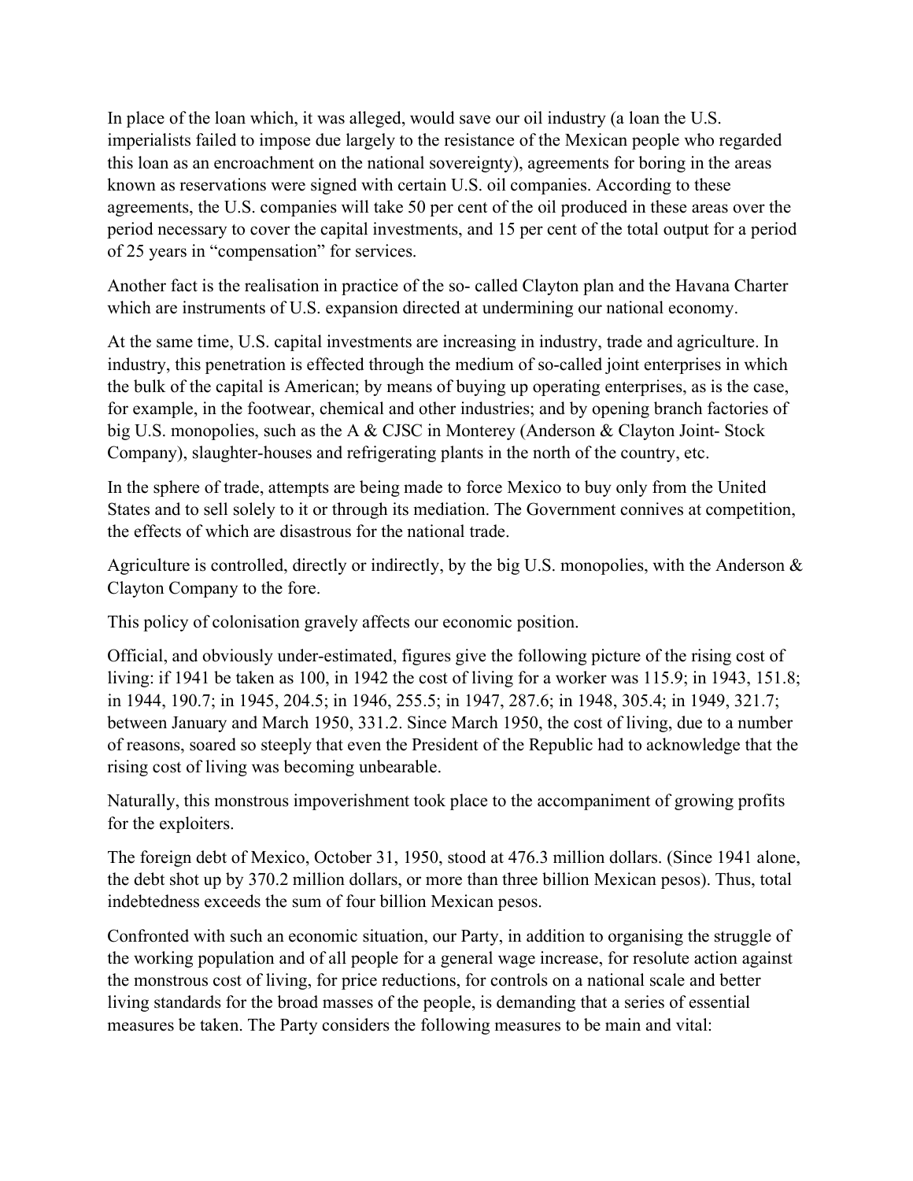In place of the loan which, it was alleged, would save our oil industry (a loan the U.S. imperialists failed to impose due largely to the resistance of the Mexican people who regarded this loan as an encroachment on the national sovereignty), agreements for boring in the areas known as reservations were signed with certain U.S. oil companies. According to these agreements, the U.S. companies will take 50 per cent of the oil produced in these areas over the period necessary to cover the capital investments, and 15 per cent of the total output for a period of 25 years in "compensation" for services.

Another fact is the realisation in practice of the so- called Clayton plan and the Havana Charter which are instruments of U.S. expansion directed at undermining our national economy.

At the same time, U.S. capital investments are increasing in industry, trade and agriculture. In industry, this penetration is effected through the medium of so-called joint enterprises in which the bulk of the capital is American; by means of buying up operating enterprises, as is the case, for example, in the footwear, chemical and other industries; and by opening branch factories of big U.S. monopolies, such as the A & CJSC in Monterey (Anderson & Clayton Joint- Stock Company), slaughter-houses and refrigerating plants in the north of the country, etc.

In the sphere of trade, attempts are being made to force Mexico to buy only from the United States and to sell solely to it or through its mediation. The Government connives at competition, the effects of which are disastrous for the national trade.

Agriculture is controlled, directly or indirectly, by the big U.S. monopolies, with the Anderson & Clayton Company to the fore.

This policy of colonisation gravely affects our economic position.

Official, and obviously under-estimated, figures give the following picture of the rising cost of living: if 1941 be taken as 100, in 1942 the cost of living for a worker was 115.9; in 1943, 151.8; in 1944, 190.7; in 1945, 204.5; in 1946, 255.5; in 1947, 287.6; in 1948, 305.4; in 1949, 321.7; between January and March 1950, 331.2. Since March 1950, the cost of living, due to a number of reasons, soared so steeply that even the President of the Republic had to acknowledge that the rising cost of living was becoming unbearable.

Naturally, this monstrous impoverishment took place to the accompaniment of growing profits for the exploiters.

The foreign debt of Mexico, October 31, 1950, stood at 476.3 million dollars. (Since 1941 alone, the debt shot up by 370.2 million dollars, or more than three billion Mexican pesos). Thus, total indebtedness exceeds the sum of four billion Mexican pesos.

Confronted with such an economic situation, our Party, in addition to organising the struggle of the working population and of all people for a general wage increase, for resolute action against the monstrous cost of living, for price reductions, for controls on a national scale and better living standards for the broad masses of the people, is demanding that a series of essential measures be taken. The Party considers the following measures to be main and vital: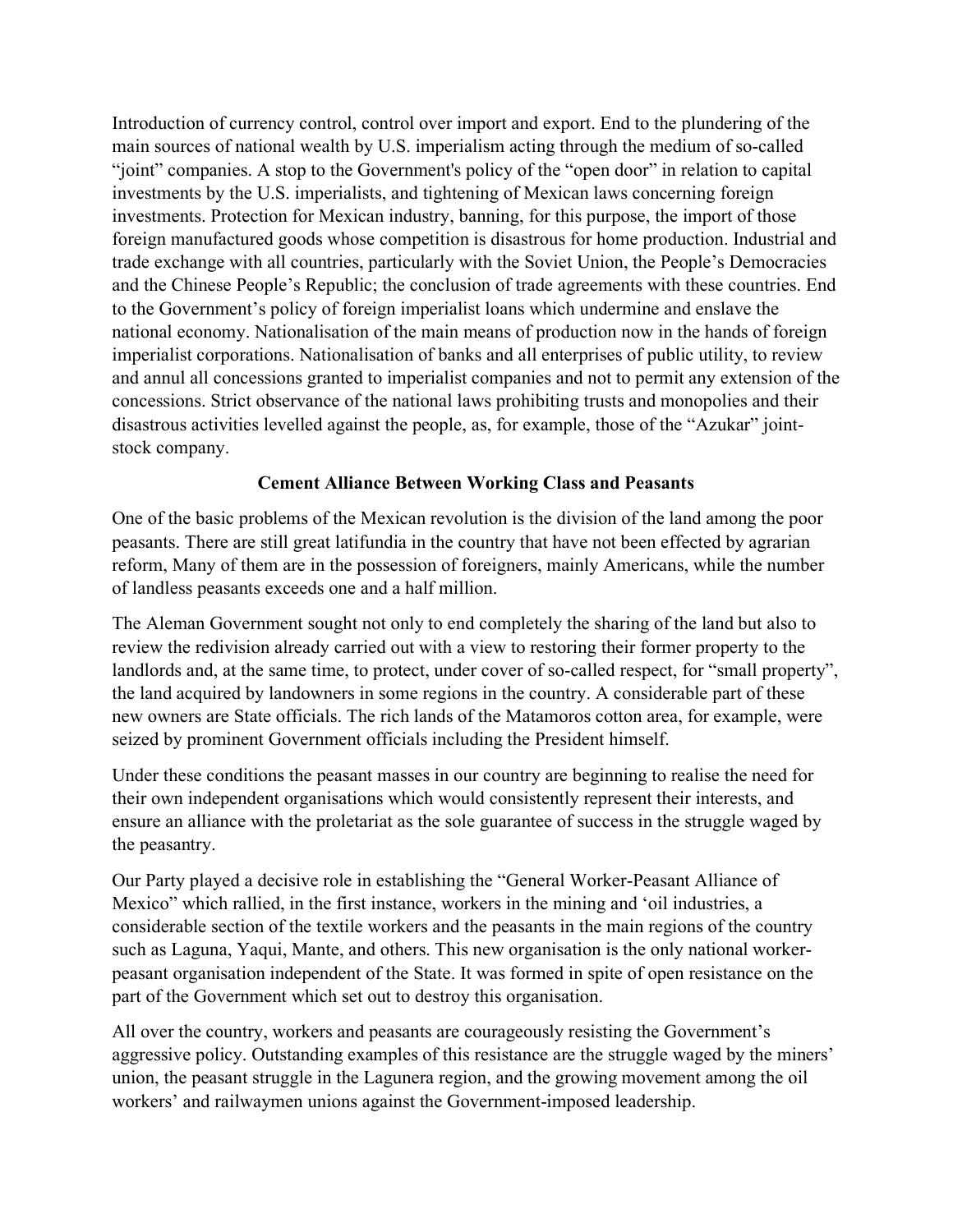Introduction of currency control, control over import and export. End to the plundering of the main sources of national wealth by U.S. imperialism acting through the medium of so-called "joint" companies. A stop to the Government's policy of the "open door" in relation to capital investments by the U.S. imperialists, and tightening of Mexican laws concerning foreign investments. Protection for Mexican industry, banning, for this purpose, the import of those foreign manufactured goods whose competition is disastrous for home production. Industrial and trade exchange with all countries, particularly with the Soviet Union, the People's Democracies and the Chinese People's Republic; the conclusion of trade agreements with these countries. End to the Government's policy of foreign imperialist loans which undermine and enslave the national economy. Nationalisation of the main means of production now in the hands of foreign imperialist corporations. Nationalisation of banks and all enterprises of public utility, to review and annul all concessions granted to imperialist companies and not to permit any extension of the concessions. Strict observance of the national laws prohibiting trusts and monopolies and their disastrous activities levelled against the people, as, for example, those of the "Azukar" joint-stock company.

### Cement Alliance Between Working Class and Peasants

One of the basic problems of the Mexican revolution is the division of the land among the poor peasants. There are still great latifundia in the country that have not been effected by agrarian reform, Many of them are in the possession of foreigners, mainly Americans, while the number of landless peasants exceeds one and a half million.

The Aleman Government sought not only to end completely the sharing of the land but also to review the redivision already carried out with a view to restoring their former property to the landlords and, at the same time, to protect, under cover of so-called respect, for "small property", the land acquired by landowners in some regions in the country. A considerable part of these new owners are State officials. The rich lands of the Matamoros cotton area, for example, were seized by prominent Government officials including the President himself.

Under these conditions the peasant masses in our country are beginning to realise the need for their own independent organisations which would consistently represent their interests, and ensure an alliance with the proletariat as the sole guarantee of success in the struggle waged by the peasantry.

Our Party played a decisive role in establishing the "General Worker-Peasant Alliance of Mexico" which rallied, in the first instance, workers in the mining and 'oil industries, a considerable section of the textile workers and the peasants in the main regions of the country such as Laguna, Yaqui, Mante, and others. This new organisation is the only national worker-peasant organisation independent of the State. It was formed in spite of open resistance on the part of the Government which set out to destroy this organisation.

All over the country, workers and peasants are courageously resisting the Government's aggressive policy. Outstanding examples of this resistance are the struggle waged by the miners' union, the peasant struggle in the Lagunera region, and the growing movement among the oil workers' and railwaymen unions against the Government-imposed leadership.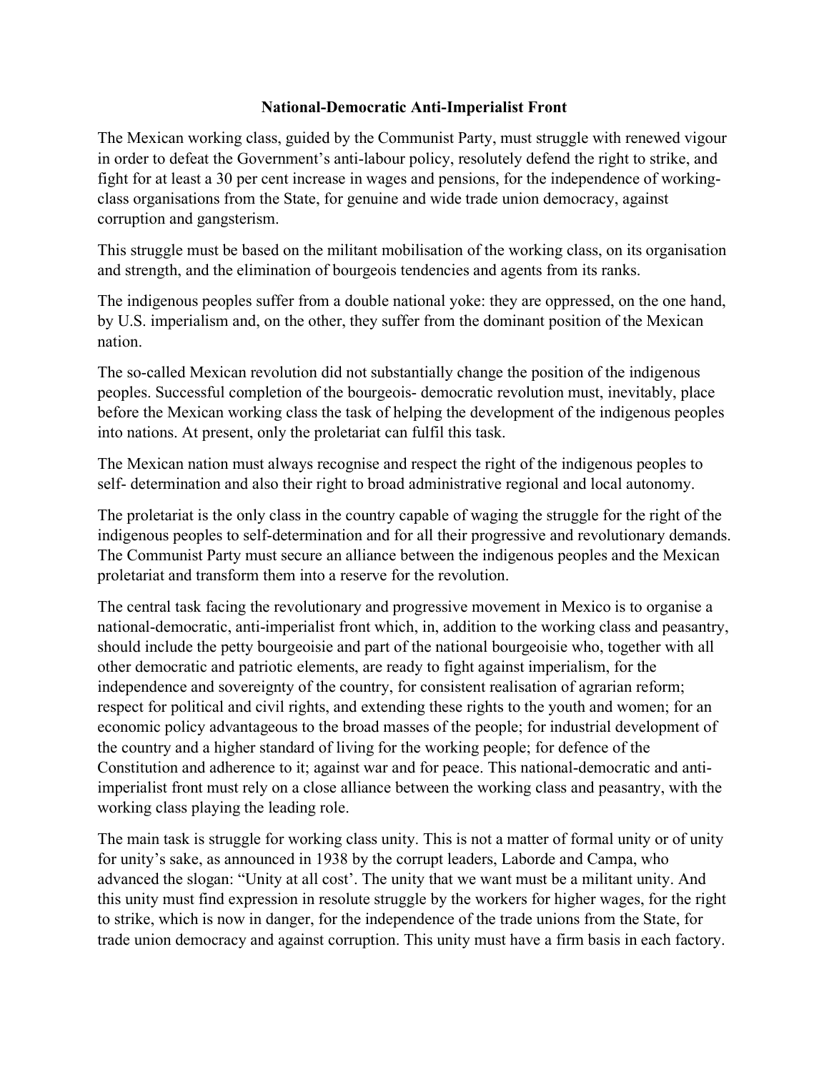**National-Democratic Anti-Imperialist Front**

The Mexican working class, guided by the Communist Party, must struggle with renewed vigour in order to defeat the Government's anti-labour policy, resolutely defend the right to strike, and fight for at least a 30 per cent increase in wages and pensions, for the independence of working-class organisations from the State, for genuine and wide trade union democracy, against corruption and gangsterism.

This struggle must be based on the militant mobilisation of the working class, on its organisation and strength, and the elimination of bourgeois tendencies and agents from its ranks.

The indigenous peoples suffer from a double national yoke: they are oppressed, on the one hand, by U.S. imperialism and, on the other, they suffer from the dominant position of the Mexican nation.

The so-called Mexican revolution did not substantially change the position of the indigenous peoples. Successful completion of the bourgeois- democratic revolution must, inevitably, place before the Mexican working class the task of helping the development of the indigenous peoples into nations. At present, only the proletariat can fulfil this task.

The Mexican nation must always recognise and respect the right of the indigenous peoples to self- determination and also their right to broad administrative regional and local autonomy.

The proletariat is the only class in the country capable of waging the struggle for the right of the indigenous peoples to self-determination and for all their progressive and revolutionary demands. The Communist Party must secure an alliance between the indigenous peoples and the Mexican proletariat and transform them into a reserve for the revolution.

The central task facing the revolutionary and progressive movement in Mexico is to organise a national-democratic, anti-imperialist front which, in, addition to the working class and peasantry, should include the petty bourgeoisie and part of the national bourgeoisie who, together with all other democratic and patriotic elements, are ready to fight against imperialism, for the independence and sovereignty of the country, for consistent realisation of agrarian reform; respect for political and civil rights, and extending these rights to the youth and women; for an economic policy advantageous to the broad masses of the people; for industrial development of the country and a higher standard of living for the working people; for defence of the Constitution and adherence to it; against war and for peace. This national-democratic and anti-imperialist front must rely on a close alliance between the working class and peasantry, with the working class playing the leading role.

The main task is struggle for working class unity. This is not a matter of formal unity or of unity for unity's sake, as announced in 1938 by the corrupt leaders, Laborde and Campa, who advanced the slogan: "Unity at all cost'. The unity that we want must be a militant unity. And this unity must find expression in resolute struggle by the workers for higher wages, for the right to strike, which is now in danger, for the independence of the trade unions from the State, for trade union democracy and against corruption. This unity must have a firm basis in each factory.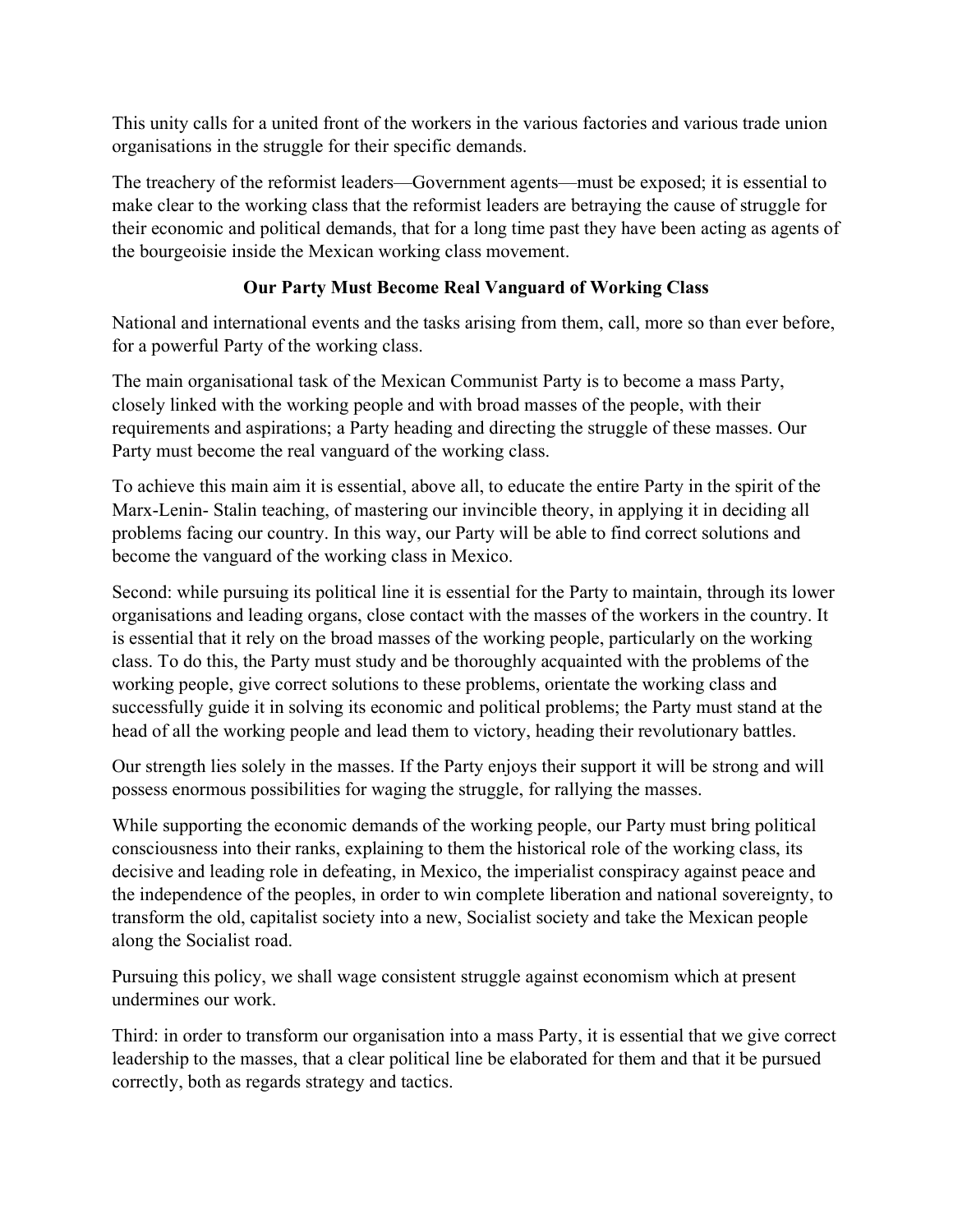This unity calls for a united front of the workers in the various factories and various trade union organisations in the struggle for their specific demands.

The treachery of the reformist leaders—Government agents—must be exposed; it is essential to make clear to the working class that the reformist leaders are betraying the cause of struggle for their economic and political demands, that for a long time past they have been acting as agents of the bourgeoisie inside the Mexican working class movement.

### Our Party Must Become Real Vanguard of Working Class

National and international events and the tasks arising from them, call, more so than ever before, for a powerful Party of the working class.

The main organisational task of the Mexican Communist Party is to become a mass Party, closely linked with the working people and with broad masses of the people, with their requirements and aspirations; a Party heading and directing the struggle of these masses. Our Party must become the real vanguard of the working class.

To achieve this main aim it is essential, above all, to educate the entire Party in the spirit of the Marx-Lenin- Stalin teaching, of mastering our invincible theory, in applying it in deciding all problems facing our country. In this way, our Party will be able to find correct solutions and become the vanguard of the working class in Mexico.

Second: while pursuing its political line it is essential for the Party to maintain, through its lower organisations and leading organs, close contact with the masses of the workers in the country. It is essential that it rely on the broad masses of the working people, particularly on the working class. To do this, the Party must study and be thoroughly acquainted with the problems of the working people, give correct solutions to these problems, orientate the working class and successfully guide it in solving its economic and political problems; the Party must stand at the head of all the working people and lead them to victory, heading their revolutionary battles.

Our strength lies solely in the masses. If the Party enjoys their support it will be strong and will possess enormous possibilities for waging the struggle, for rallying the masses.

While supporting the economic demands of the working people, our Party must bring political consciousness into their ranks, explaining to them the historical role of the working class, its decisive and leading role in defeating, in Mexico, the imperialist conspiracy against peace and the independence of the peoples, in order to win complete liberation and national sovereignty, to transform the old, capitalist society into a new, Socialist society and take the Mexican people along the Socialist road.

Pursuing this policy, we shall wage consistent struggle against economism which at present undermines our work.

Third: in order to transform our organisation into a mass Party, it is essential that we give correct leadership to the masses, that a clear political line be elaborated for them and that it be pursued correctly, both as regards strategy and tactics.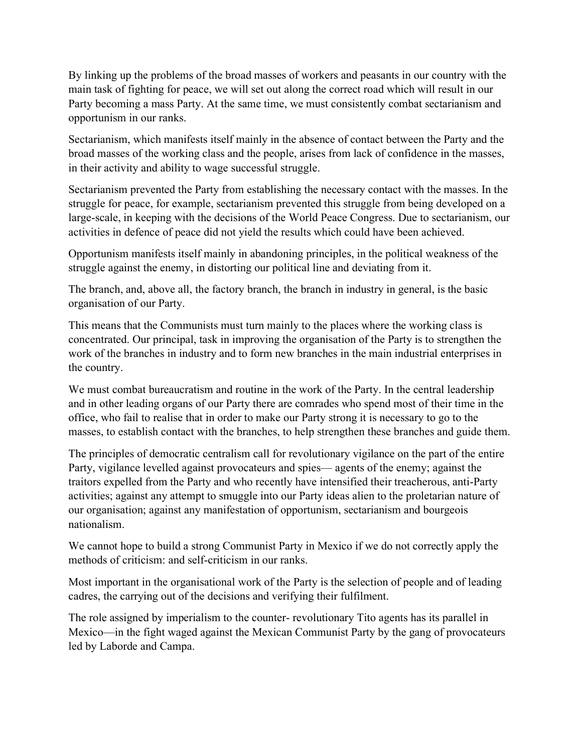By linking up the problems of the broad masses of workers and peasants in our country with the main task of fighting for peace, we will set out along the correct road which will result in our Party becoming a mass Party. At the same time, we must consistently combat sectarianism and opportunism in our ranks.

Sectarianism, which manifests itself mainly in the absence of contact between the Party and the broad masses of the working class and the people, arises from lack of confidence in the masses, in their activity and ability to wage successful struggle.

Sectarianism prevented the Party from establishing the necessary contact with the masses. In the struggle for peace, for example, sectarianism prevented this struggle from being developed on a large-scale, in keeping with the decisions of the World Peace Congress. Due to sectarianism, our activities in defence of peace did not yield the results which could have been achieved.

Opportunism manifests itself mainly in abandoning principles, in the political weakness of the struggle against the enemy, in distorting our political line and deviating from it.

The branch, and, above all, the factory branch, the branch in industry in general, is the basic organisation of our Party.

This means that the Communists must turn mainly to the places where the working class is concentrated. Our principal, task in improving the organisation of the Party is to strengthen the work of the branches in industry and to form new branches in the main industrial enterprises in the country.

We must combat bureaucratism and routine in the work of the Party. In the central leadership and in other leading organs of our Party there are comrades who spend most of their time in the office, who fail to realise that in order to make our Party strong it is necessary to go to the masses, to establish contact with the branches, to help strengthen these branches and guide them.

The principles of democratic centralism call for revolutionary vigilance on the part of the entire Party, vigilance levelled against provocateurs and spies— agents of the enemy; against the traitors expelled from the Party and who recently have intensified their treacherous, anti-Party activities; against any attempt to smuggle into our Party ideas alien to the proletarian nature of our organisation; against any manifestation of opportunism, sectarianism and bourgeois nationalism.

We cannot hope to build a strong Communist Party in Mexico if we do not correctly apply the methods of criticism: and self-criticism in our ranks.

Most important in the organisational work of the Party is the selection of people and of leading cadres, the carrying out of the decisions and verifying their fulfilment.

The role assigned by imperialism to the counter- revolutionary Tito agents has its parallel in Mexico—in the fight waged against the Mexican Communist Party by the gang of provocateurs led by Laborde and Campa.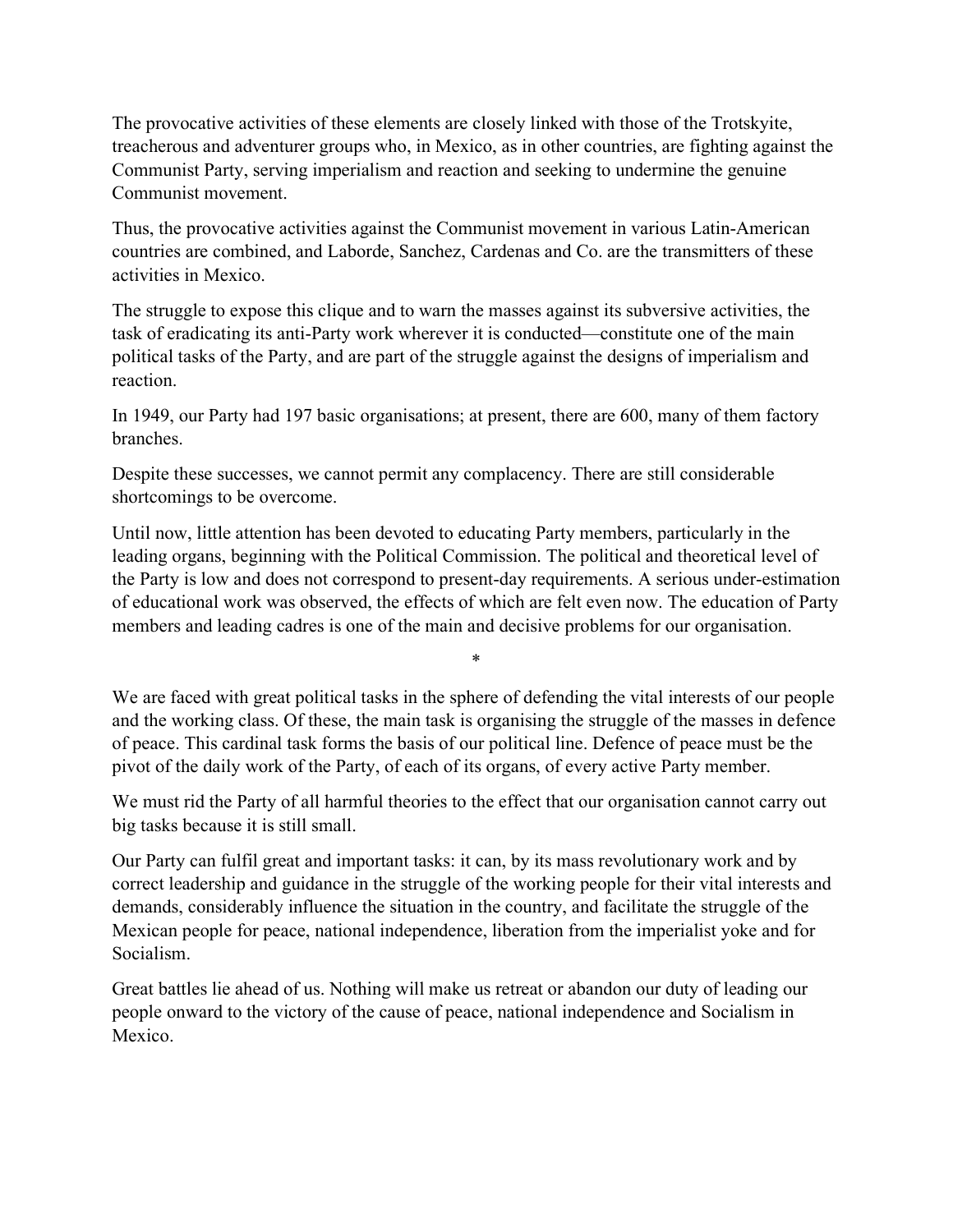The provocative activities of these elements are closely linked with those of the Trotskyite, treacherous and adventurer groups who, in Mexico, as in other countries, are fighting against the Communist Party, serving imperialism and reaction and seeking to undermine the genuine Communist movement.

Thus, the provocative activities against the Communist movement in various Latin-American countries are combined, and Laborde, Sanchez, Cardenas and Co. are the transmitters of these activities in Mexico.

The struggle to expose this clique and to warn the masses against its subversive activities, the task of eradicating its anti-Party work wherever it is conducted—constitute one of the main political tasks of the Party, and are part of the struggle against the designs of imperialism and reaction.

In 1949, our Party had 197 basic organisations; at present, there are 600, many of them factory branches.

Despite these successes, we cannot permit any complacency. There are still considerable shortcomings to be overcome.

Until now, little attention has been devoted to educating Party members, particularly in the leading organs, beginning with the Political Commission. The political and theoretical level of the Party is low and does not correspond to present-day requirements. A serious under-estimation of educational work was observed, the effects of which are felt even now. The education of Party members and leading cadres is one of the main and decisive problems for our organisation.

*

We are faced with great political tasks in the sphere of defending the vital interests of our people and the working class. Of these, the main task is organising the struggle of the masses in defence of peace. This cardinal task forms the basis of our political line. Defence of peace must be the pivot of the daily work of the Party, of each of its organs, of every active Party member.

We must rid the Party of all harmful theories to the effect that our organisation cannot carry out big tasks because it is still small.

Our Party can fulfil great and important tasks: it can, by its mass revolutionary work and by correct leadership and guidance in the struggle of the working people for their vital interests and demands, considerably influence the situation in the country, and facilitate the struggle of the Mexican people for peace, national independence, liberation from the imperialist yoke and for Socialism.

Great battles lie ahead of us. Nothing will make us retreat or abandon our duty of leading our people onward to the victory of the cause of peace, national independence and Socialism in Mexico.